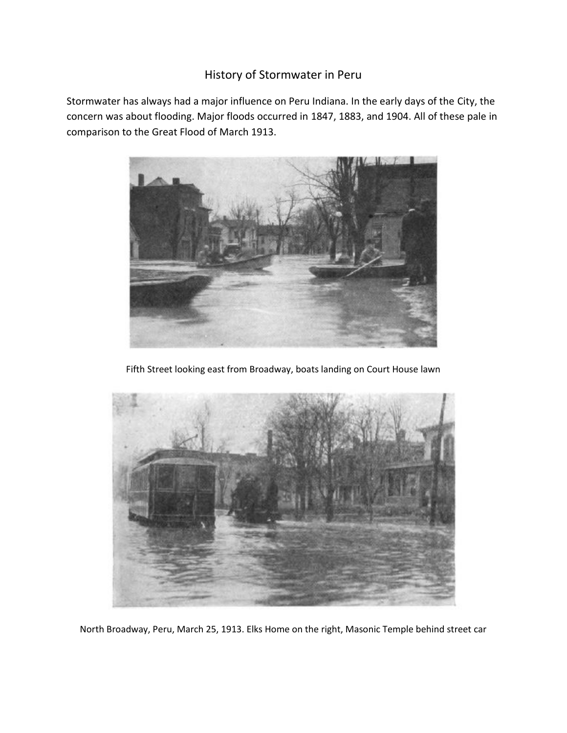# History of Stormwater in Peru

Stormwater has always had a major influence on Peru Indiana. In the early days of the City, the concern was about flooding. Major floods occurred in 1847, 1883, and 1904. All of these pale in comparison to the Great Flood of March 1913.

Fifth Street looking east from Broadway, boats landing on Court House lawn

North Broadway, Peru, March 25, 1913. Elks Home on the right, Masonic Temple behind street car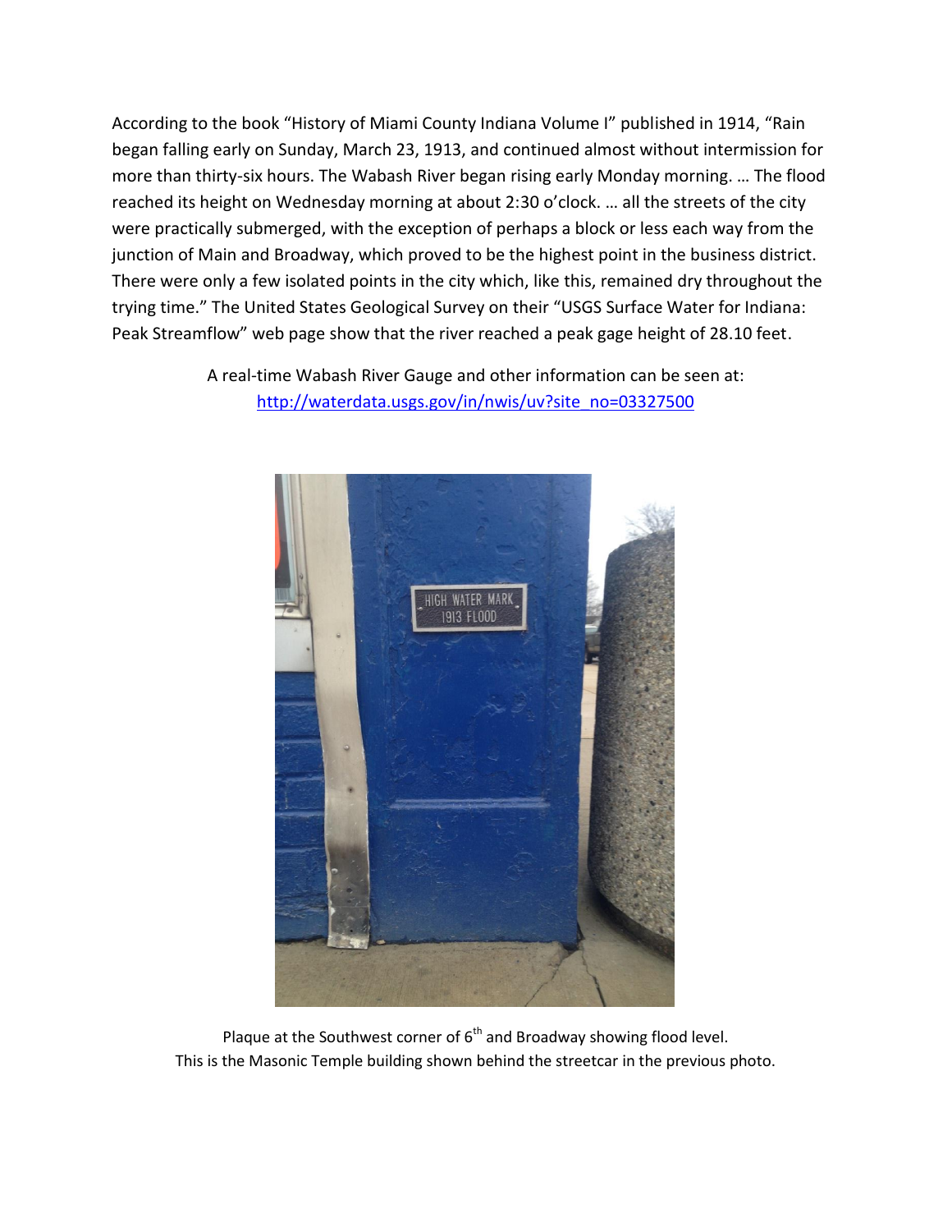According to the book "History of Miami County Indiana Volume I" published in 1914, "Rain began falling early on Sunday, March 23, 1913, and continued almost without intermission for more than thirty-six hours. The Wabash River began rising early Monday morning. … The flood reached its height on Wednesday morning at about 2:30 o'clock. … all the streets of the city were practically submerged, with the exception of perhaps a block or less each way from the junction of Main and Broadway, which proved to be the highest point in the business district. There were only a few isolated points in the city which, like this, remained dry throughout the trying time." The United States Geological Survey on their "USGS Surface Water for Indiana: Peak Streamflow" web page show that the river reached a peak gage height of 28.10 feet.

A real-time Wabash River Gauge and other information can be seen at: [http://waterdata.usgs.gov/in/nwis/uv?site_no=03327500](http://waterdata.usgs.gov/in/nwis/uv?site_no=03327500)

Plaque at the Southwest corner of 6th and Broadway showing flood level.
This is the Masonic Temple building shown behind the streetcar in the previous photo.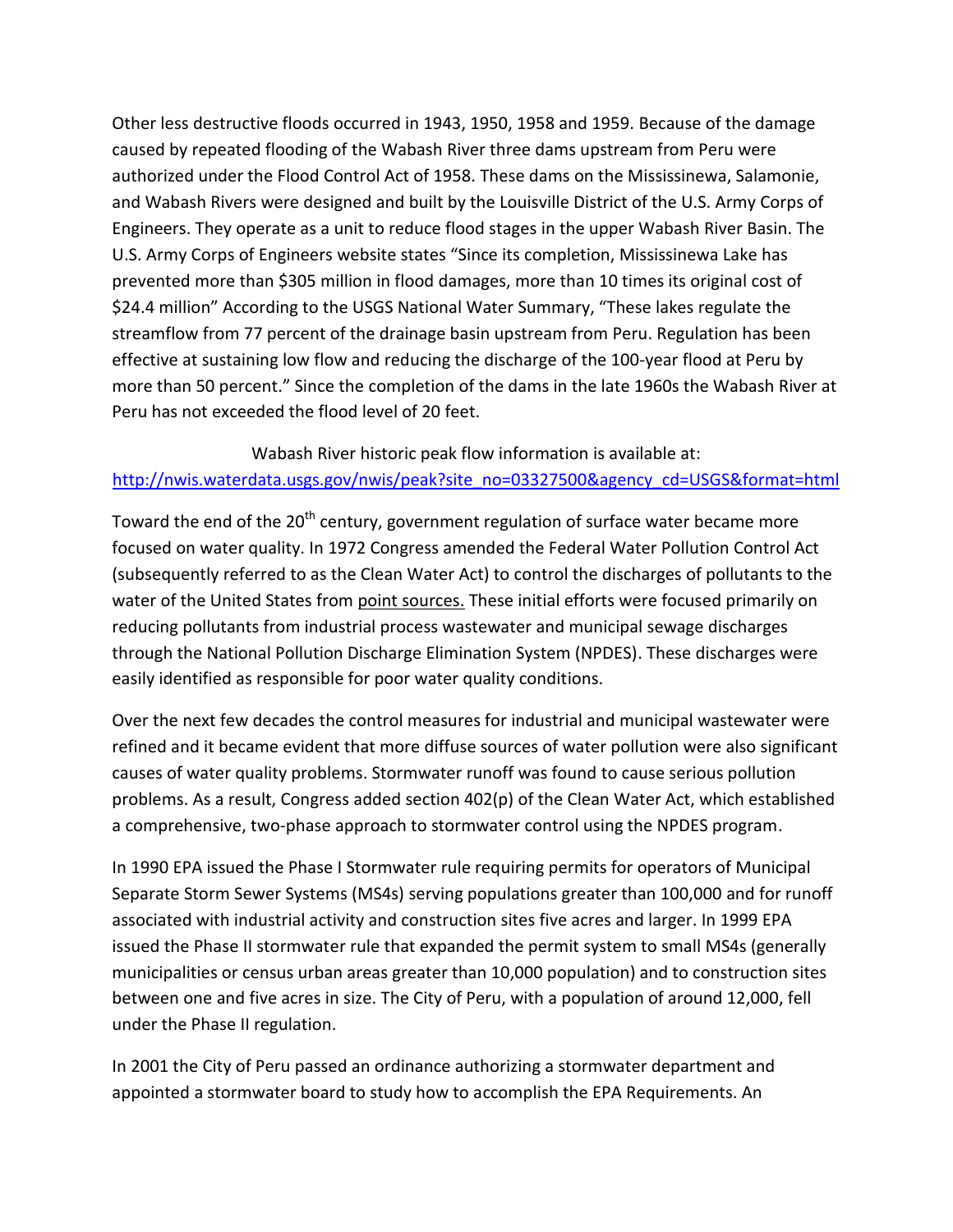Other less destructive floods occurred in 1943, 1950, 1958 and 1959. Because of the damage caused by repeated flooding of the Wabash River three dams upstream from Peru were authorized under the Flood Control Act of 1958. These dams on the Mississinewa, Salamonie, and Wabash Rivers were designed and built by the Louisville District of the U.S. Army Corps of Engineers. They operate as a unit to reduce flood stages in the upper Wabash River Basin. The U.S. Army Corps of Engineers website states "Since its completion, Mississinewa Lake has prevented more than $305 million in flood damages, more than 10 times its original cost of $24.4 million" According to the USGS National Water Summary, "These lakes regulate the streamflow from 77 percent of the drainage basin upstream from Peru. Regulation has been effective at sustaining low flow and reducing the discharge of the 100-year flood at Peru by more than 50 percent." Since the completion of the dams in the late 1960s the Wabash River at Peru has not exceeded the flood level of 20 feet.

Wabash River historic peak flow information is available at:
http://nwis.waterdata.usgs.gov/nwis/peak?site_no=03327500&agency_cd=USGS&format=html

Toward the end of the 20th century, government regulation of surface water became more focused on water quality. In 1972 Congress amended the Federal Water Pollution Control Act (subsequently referred to as the Clean Water Act) to control the discharges of pollutants to the water of the United States from point sources. These initial efforts were focused primarily on reducing pollutants from industrial process wastewater and municipal sewage discharges through the National Pollution Discharge Elimination System (NPDES). These discharges were easily identified as responsible for poor water quality conditions.

Over the next few decades the control measures for industrial and municipal wastewater were refined and it became evident that more diffuse sources of water pollution were also significant causes of water quality problems. Stormwater runoff was found to cause serious pollution problems. As a result, Congress added section 402(p) of the Clean Water Act, which established a comprehensive, two-phase approach to stormwater control using the NPDES program.

In 1990 EPA issued the Phase I Stormwater rule requiring permits for operators of Municipal Separate Storm Sewer Systems (MS4s) serving populations greater than 100,000 and for runoff associated with industrial activity and construction sites five acres and larger. In 1999 EPA issued the Phase II stormwater rule that expanded the permit system to small MS4s (generally municipalities or census urban areas greater than 10,000 population) and to construction sites between one and five acres in size. The City of Peru, with a population of around 12,000, fell under the Phase II regulation.

In 2001 the City of Peru passed an ordinance authorizing a stormwater department and appointed a stormwater board to study how to accomplish the EPA Requirements. An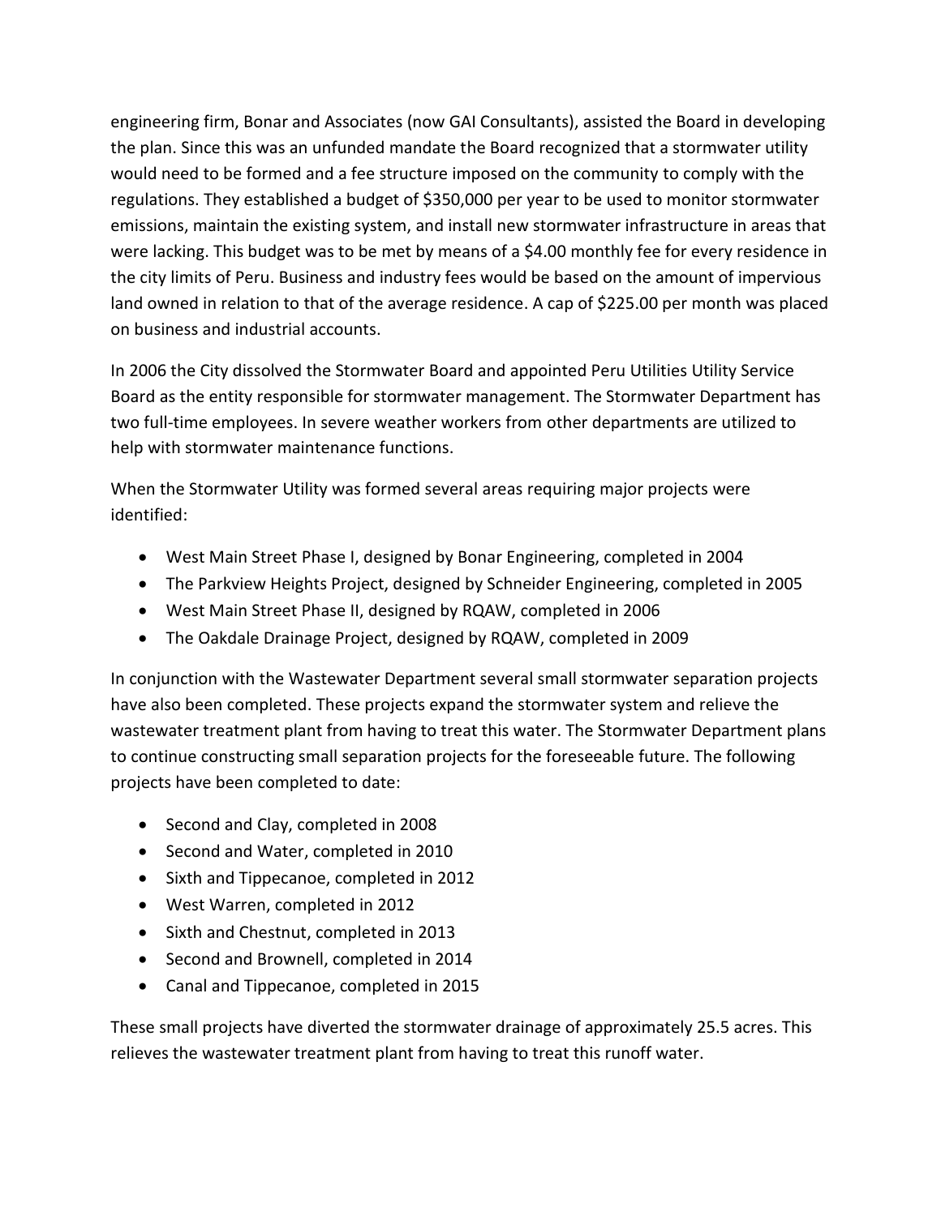engineering firm, Bonar and Associates (now GAI Consultants), assisted the Board in developing the plan. Since this was an unfunded mandate the Board recognized that a stormwater utility would need to be formed and a fee structure imposed on the community to comply with the regulations. They established a budget of $350,000 per year to be used to monitor stormwater emissions, maintain the existing system, and install new stormwater infrastructure in areas that were lacking. This budget was to be met by means of a $4.00 monthly fee for every residence in the city limits of Peru. Business and industry fees would be based on the amount of impervious land owned in relation to that of the average residence. A cap of $225.00 per month was placed on business and industrial accounts.

In 2006 the City dissolved the Stormwater Board and appointed Peru Utilities Utility Service Board as the entity responsible for stormwater management. The Stormwater Department has two full-time employees. In severe weather workers from other departments are utilized to help with stormwater maintenance functions.

When the Stormwater Utility was formed several areas requiring major projects were identified:

- West Main Street Phase I, designed by Bonar Engineering, completed in 2004
- The Parkview Heights Project, designed by Schneider Engineering, completed in 2005
- West Main Street Phase II, designed by RQAW, completed in 2006
- The Oakdale Drainage Project, designed by RQAW, completed in 2009

In conjunction with the Wastewater Department several small stormwater separation projects have also been completed. These projects expand the stormwater system and relieve the wastewater treatment plant from having to treat this water. The Stormwater Department plans to continue constructing small separation projects for the foreseeable future. The following projects have been completed to date:

- Second and Clay, completed in 2008
- Second and Water, completed in 2010
- Sixth and Tippecanoe, completed in 2012
- West Warren, completed in 2012
- Sixth and Chestnut, completed in 2013
- Second and Brownell, completed in 2014
- Canal and Tippecanoe, completed in 2015

These small projects have diverted the stormwater drainage of approximately 25.5 acres. This relieves the wastewater treatment plant from having to treat this runoff water.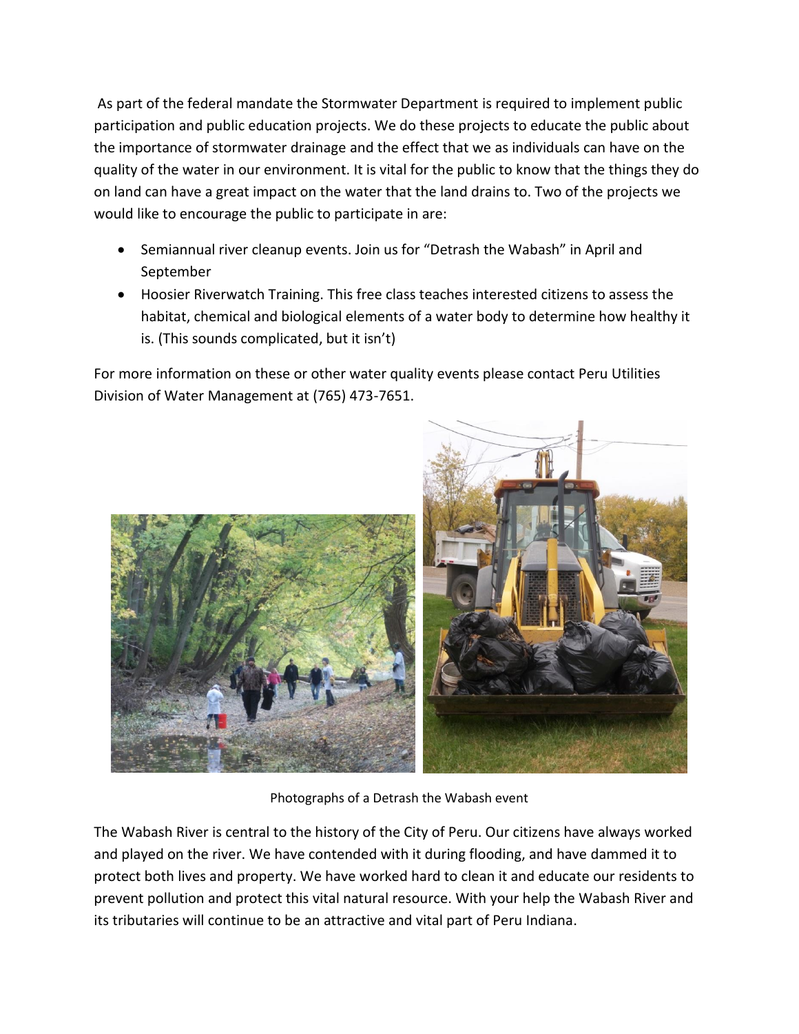As part of the federal mandate the Stormwater Department is required to implement public participation and public education projects. We do these projects to educate the public about the importance of stormwater drainage and the effect that we as individuals can have on the quality of the water in our environment. It is vital for the public to know that the things they do on land can have a great impact on the water that the land drains to. Two of the projects we would like to encourage the public to participate in are:

- Semiannual river cleanup events. Join us for "Detrash the Wabash" in April and September
- Hoosier Riverwatch Training. This free class teaches interested citizens to assess the habitat, chemical and biological elements of a water body to determine how healthy it is. (This sounds complicated, but it isn't)

For more information on these or other water quality events please contact Peru Utilities Division of Water Management at (765) 473-7651.

Photographs of a Detrash the Wabash event

The Wabash River is central to the history of the City of Peru. Our citizens have always worked and played on the river. We have contended with it during flooding, and have dammed it to protect both lives and property. We have worked hard to clean it and educate our residents to prevent pollution and protect this vital natural resource. With your help the Wabash River and its tributaries will continue to be an attractive and vital part of Peru Indiana.